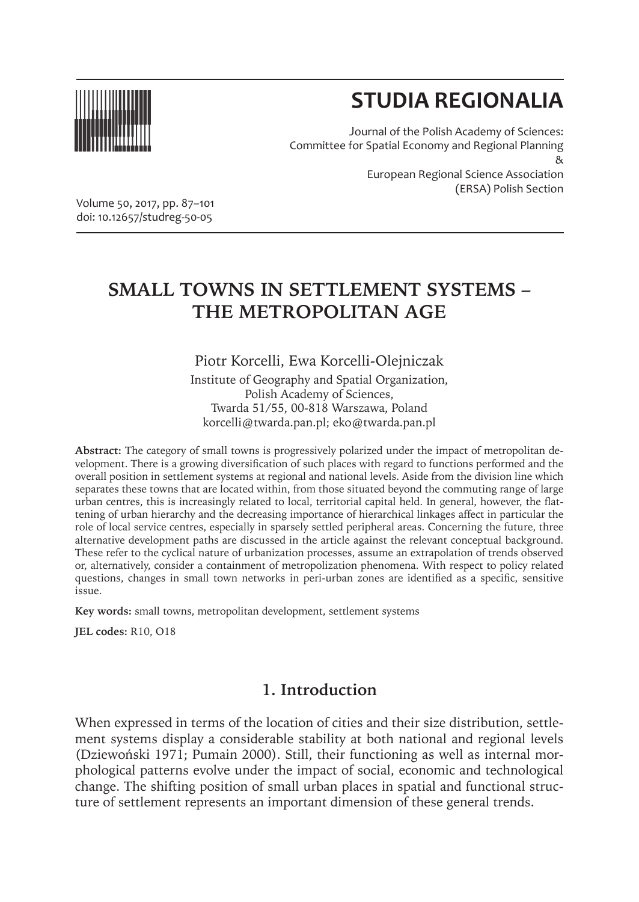# STUDIA REGIONALIA

Journal of the Polish Academy of Sciences:
Committee for Spatial Economy and Regional Planning
&
European Regional Science Association
(ERSA) Polish Section

Volume 50, 2017, pp. 87–101
doi: 10.12657/studreg-50-05

## SMALL TOWNS IN SETTLEMENT SYSTEMS – THE METROPOLITAN AGE

Piotr Korcelli, Ewa Korcelli-Olejniczak

Institute of Geography and Spatial Organization,
Polish Academy of Sciences,
Twarda 51/55, 00-818 Warszawa, Poland
korcelli@twarda.pan.pl; eko@twarda.pan.pl

**Abstract:** The category of small towns is progressively polarized under the impact of metropolitan development. There is a growing diversification of such places with regard to functions performed and the overall position in settlement systems at regional and national levels. Aside from the division line which separates these towns that are located within, from those situated beyond the commuting range of large urban centres, this is increasingly related to local, territorial capital held. In general, however, the flattening of urban hierarchy and the decreasing importance of hierarchical linkages affect in particular the role of local service centres, especially in sparsely settled peripheral areas. Concerning the future, three alternative development paths are discussed in the article against the relevant conceptual background. These refer to the cyclical nature of urbanization processes, assume an extrapolation of trends observed or, alternatively, consider a containment of metropolization phenomena. With respect to policy related questions, changes in small town networks in peri-urban zones are identified as a specific, sensitive issue.

**Key words:** small towns, metropolitan development, settlement systems

**JEL codes:** R10, O18

## 1. Introduction

When expressed in terms of the location of cities and their size distribution, settlement systems display a considerable stability at both national and regional levels (Dziewoński 1971; Pumain 2000). Still, their functioning as well as internal morphological patterns evolve under the impact of social, economic and technological change. The shifting position of small urban places in spatial and functional structure of settlement represents an important dimension of these general trends.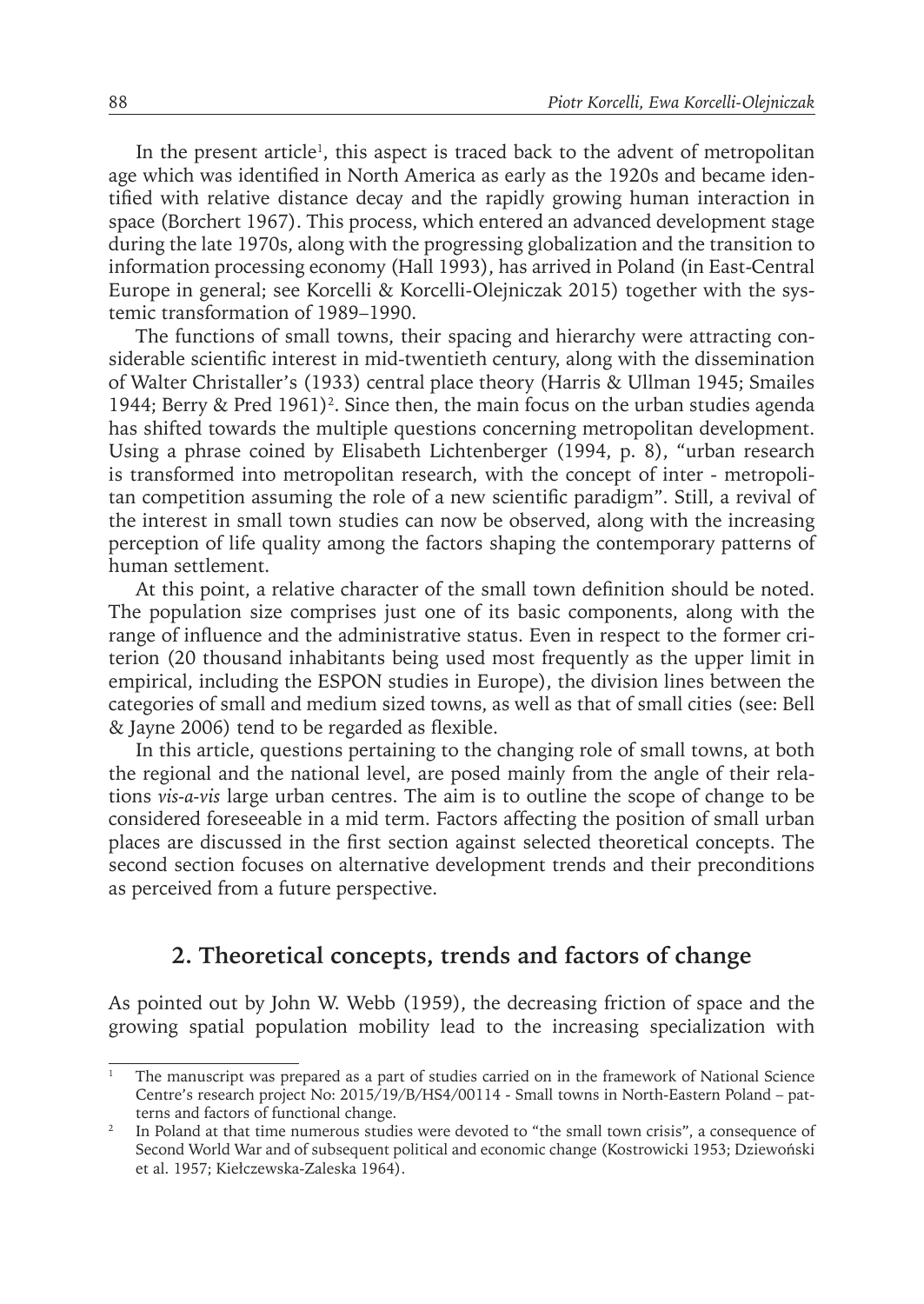In the present article[1], this aspect is traced back to the advent of metropolitan age which was identified in North America as early as the 1920s and became identified with relative distance decay and the rapidly growing human interaction in space (Borchert 1967). This process, which entered an advanced development stage during the late 1970s, along with the progressing globalization and the transition to information processing economy (Hall 1993), has arrived in Poland (in East-Central Europe in general; see Korcelli & Korcelli-Olejniczak 2015) together with the systemic transformation of 1989–1990.

The functions of small towns, their spacing and hierarchy were attracting considerable scientific interest in mid-twentieth century, along with the dissemination of Walter Christaller's (1933) central place theory (Harris & Ullman 1945; Smailes 1944; Berry & Pred 1961)[2]. Since then, the main focus on the urban studies agenda has shifted towards the multiple questions concerning metropolitan development. Using a phrase coined by Elisabeth Lichtenberger (1994, p. 8), "urban research is transformed into metropolitan research, with the concept of inter - metropolitan competition assuming the role of a new scientific paradigm". Still, a revival of the interest in small town studies can now be observed, along with the increasing perception of life quality among the factors shaping the contemporary patterns of human settlement.

At this point, a relative character of the small town definition should be noted. The population size comprises just one of its basic components, along with the range of influence and the administrative status. Even in respect to the former criterion (20 thousand inhabitants being used most frequently as the upper limit in empirical, including the ESPON studies in Europe), the division lines between the categories of small and medium sized towns, as well as that of small cities (see: Bell & Jayne 2006) tend to be regarded as flexible.

In this article, questions pertaining to the changing role of small towns, at both the regional and the national level, are posed mainly from the angle of their relations *vis-a-vis* large urban centres. The aim is to outline the scope of change to be considered foreseeable in a mid term. Factors affecting the position of small urban places are discussed in the first section against selected theoretical concepts. The second section focuses on alternative development trends and their preconditions as perceived from a future perspective.

## 2. Theoretical concepts, trends and factors of change

As pointed out by John W. Webb (1959), the decreasing friction of space and the growing spatial population mobility lead to the increasing specialization with

---

[1] The manuscript was prepared as a part of studies carried on in the framework of National Science Centre's research project No: 2015/19/B/HS4/00114 - Small towns in North-Eastern Poland – patterns and factors of functional change.

[2] In Poland at that time numerous studies were devoted to "the small town crisis", a consequence of Second World War and of subsequent political and economic change (Kostrowicki 1953; Dziewoński et al. 1957; Kiełczewska-Zaleska 1964).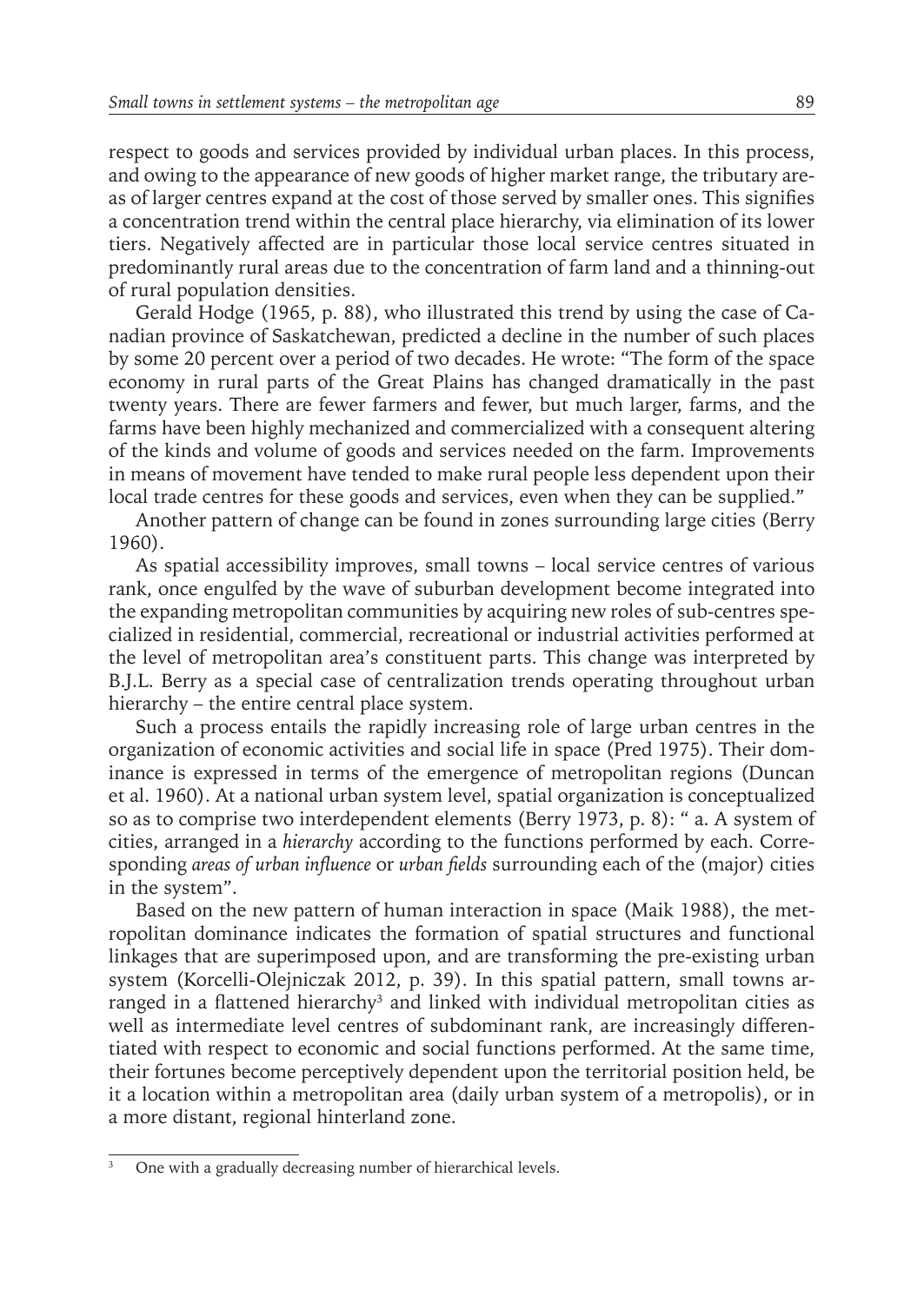respect to goods and services provided by individual urban places. In this process, and owing to the appearance of new goods of higher market range, the tributary areas of larger centres expand at the cost of those served by smaller ones. This signifies a concentration trend within the central place hierarchy, via elimination of its lower tiers. Negatively affected are in particular those local service centres situated in predominantly rural areas due to the concentration of farm land and a thinning-out of rural population densities.

Gerald Hodge (1965, p. 88), who illustrated this trend by using the case of Canadian province of Saskatchewan, predicted a decline in the number of such places by some 20 percent over a period of two decades. He wrote: "The form of the space economy in rural parts of the Great Plains has changed dramatically in the past twenty years. There are fewer farmers and fewer, but much larger, farms, and the farms have been highly mechanized and commercialized with a consequent altering of the kinds and volume of goods and services needed on the farm. Improvements in means of movement have tended to make rural people less dependent upon their local trade centres for these goods and services, even when they can be supplied."

Another pattern of change can be found in zones surrounding large cities (Berry 1960).

As spatial accessibility improves, small towns – local service centres of various rank, once engulfed by the wave of suburban development become integrated into the expanding metropolitan communities by acquiring new roles of sub-centres specialized in residential, commercial, recreational or industrial activities performed at the level of metropolitan area's constituent parts. This change was interpreted by B.J.L. Berry as a special case of centralization trends operating throughout urban hierarchy – the entire central place system.

Such a process entails the rapidly increasing role of large urban centres in the organization of economic activities and social life in space (Pred 1975). Their dominance is expressed in terms of the emergence of metropolitan regions (Duncan et al. 1960). At a national urban system level, spatial organization is conceptualized so as to comprise two interdependent elements (Berry 1973, p. 8): " a. A system of cities, arranged in a *hierarchy* according to the functions performed by each. Corresponding *areas of urban influence* or *urban fields* surrounding each of the (major) cities in the system".

Based on the new pattern of human interaction in space (Maik 1988), the metropolitan dominance indicates the formation of spatial structures and functional linkages that are superimposed upon, and are transforming the pre-existing urban system (Korcelli-Olejniczak 2012, p. 39). In this spatial pattern, small towns arranged in a flattened hierarchy[3] and linked with individual metropolitan cities as well as intermediate level centres of subdominant rank, are increasingly differentiated with respect to economic and social functions performed. At the same time, their fortunes become perceptively dependent upon the territorial position held, be it a location within a metropolitan area (daily urban system of a metropolis), or in a more distant, regional hinterland zone.

[3] One with a gradually decreasing number of hierarchical levels.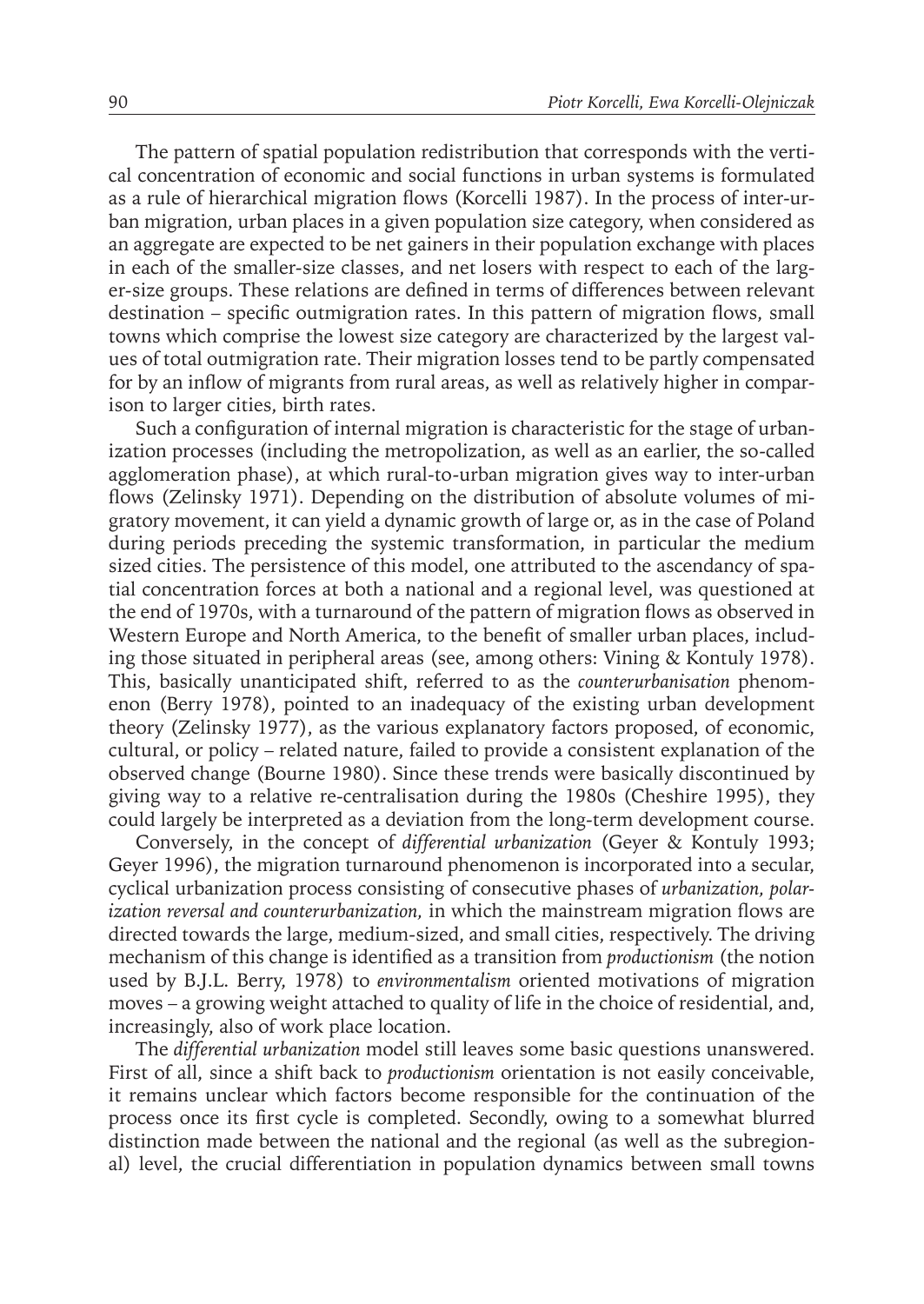The pattern of spatial population redistribution that corresponds with the vertical concentration of economic and social functions in urban systems is formulated as a rule of hierarchical migration flows (Korcelli 1987). In the process of inter-urban migration, urban places in a given population size category, when considered as an aggregate are expected to be net gainers in their population exchange with places in each of the smaller-size classes, and net losers with respect to each of the larger-size groups. These relations are defined in terms of differences between relevant destination – specific outmigration rates. In this pattern of migration flows, small towns which comprise the lowest size category are characterized by the largest values of total outmigration rate. Their migration losses tend to be partly compensated for by an inflow of migrants from rural areas, as well as relatively higher in comparison to larger cities, birth rates.

Such a configuration of internal migration is characteristic for the stage of urbanization processes (including the metropolization, as well as an earlier, the so-called agglomeration phase), at which rural-to-urban migration gives way to inter-urban flows (Zelinsky 1971). Depending on the distribution of absolute volumes of migratory movement, it can yield a dynamic growth of large or, as in the case of Poland during periods preceding the systemic transformation, in particular the medium sized cities. The persistence of this model, one attributed to the ascendancy of spatial concentration forces at both a national and a regional level, was questioned at the end of 1970s, with a turnaround of the pattern of migration flows as observed in Western Europe and North America, to the benefit of smaller urban places, including those situated in peripheral areas (see, among others: Vining & Kontuly 1978). This, basically unanticipated shift, referred to as the *counterurbanisation* phenomenon (Berry 1978), pointed to an inadequacy of the existing urban development theory (Zelinsky 1977), as the various explanatory factors proposed, of economic, cultural, or policy – related nature, failed to provide a consistent explanation of the observed change (Bourne 1980). Since these trends were basically discontinued by giving way to a relative re-centralisation during the 1980s (Cheshire 1995), they could largely be interpreted as a deviation from the long-term development course.

Conversely, in the concept of *differential urbanization* (Geyer & Kontuly 1993; Geyer 1996), the migration turnaround phenomenon is incorporated into a secular, cyclical urbanization process consisting of consecutive phases of *urbanization, polarization reversal and counterurbanization,* in which the mainstream migration flows are directed towards the large, medium-sized, and small cities, respectively. The driving mechanism of this change is identified as a transition from *productionism* (the notion used by B.J.L. Berry, 1978) to *environmentalism* oriented motivations of migration moves – a growing weight attached to quality of life in the choice of residential, and, increasingly, also of work place location.

The *differential urbanization* model still leaves some basic questions unanswered. First of all, since a shift back to *productionism* orientation is not easily conceivable, it remains unclear which factors become responsible for the continuation of the process once its first cycle is completed. Secondly, owing to a somewhat blurred distinction made between the national and the regional (as well as the subregional) level, the crucial differentiation in population dynamics between small towns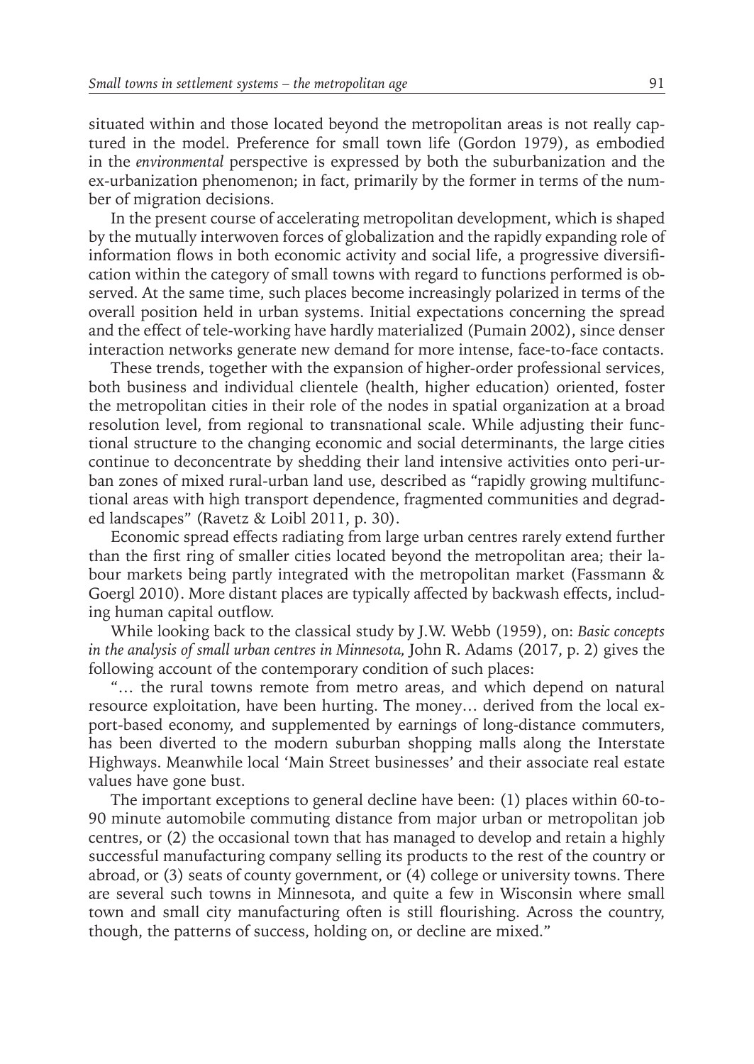situated within and those located beyond the metropolitan areas is not really captured in the model. Preference for small town life (Gordon 1979), as embodied in the *environmental* perspective is expressed by both the suburbanization and the ex-urbanization phenomenon; in fact, primarily by the former in terms of the number of migration decisions.

In the present course of accelerating metropolitan development, which is shaped by the mutually interwoven forces of globalization and the rapidly expanding role of information flows in both economic activity and social life, a progressive diversification within the category of small towns with regard to functions performed is observed. At the same time, such places become increasingly polarized in terms of the overall position held in urban systems. Initial expectations concerning the spread and the effect of tele-working have hardly materialized (Pumain 2002), since denser interaction networks generate new demand for more intense, face-to-face contacts.

These trends, together with the expansion of higher-order professional services, both business and individual clientele (health, higher education) oriented, foster the metropolitan cities in their role of the nodes in spatial organization at a broad resolution level, from regional to transnational scale. While adjusting their functional structure to the changing economic and social determinants, the large cities continue to deconcentrate by shedding their land intensive activities onto peri-urban zones of mixed rural-urban land use, described as "rapidly growing multifunctional areas with high transport dependence, fragmented communities and degraded landscapes" (Ravetz & Loibl 2011, p. 30).

Economic spread effects radiating from large urban centres rarely extend further than the first ring of smaller cities located beyond the metropolitan area; their labour markets being partly integrated with the metropolitan market (Fassmann & Goergl 2010). More distant places are typically affected by backwash effects, including human capital outflow.

While looking back to the classical study by J.W. Webb (1959), on: *Basic concepts in the analysis of small urban centres in Minnesota,* John R. Adams (2017, p. 2) gives the following account of the contemporary condition of such places:

"… the rural towns remote from metro areas, and which depend on natural resource exploitation, have been hurting. The money… derived from the local export-based economy, and supplemented by earnings of long-distance commuters, has been diverted to the modern suburban shopping malls along the Interstate Highways. Meanwhile local 'Main Street businesses' and their associate real estate values have gone bust.

The important exceptions to general decline have been: (1) places within 60-to-90 minute automobile commuting distance from major urban or metropolitan job centres, or (2) the occasional town that has managed to develop and retain a highly successful manufacturing company selling its products to the rest of the country or abroad, or (3) seats of county government, or (4) college or university towns. There are several such towns in Minnesota, and quite a few in Wisconsin where small town and small city manufacturing often is still flourishing. Across the country, though, the patterns of success, holding on, or decline are mixed."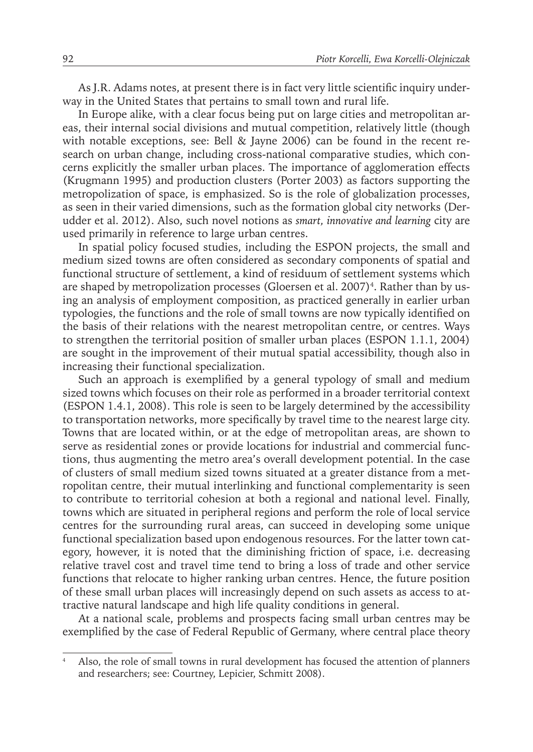As J.R. Adams notes, at present there is in fact very little scientific inquiry underway in the United States that pertains to small town and rural life.

In Europe alike, with a clear focus being put on large cities and metropolitan areas, their internal social divisions and mutual competition, relatively little (though with notable exceptions, see: Bell & Jayne 2006) can be found in the recent research on urban change, including cross-national comparative studies, which concerns explicitly the smaller urban places. The importance of agglomeration effects (Krugmann 1995) and production clusters (Porter 2003) as factors supporting the metropolization of space, is emphasized. So is the role of globalization processes, as seen in their varied dimensions, such as the formation global city networks (Derudder et al. 2012). Also, such novel notions as *smart, innovative and learning* city are used primarily in reference to large urban centres.

In spatial policy focused studies, including the ESPON projects, the small and medium sized towns are often considered as secondary components of spatial and functional structure of settlement, a kind of residuum of settlement systems which are shaped by metropolization processes (Gloersen et al. 2007)[4]. Rather than by using an analysis of employment composition, as practiced generally in earlier urban typologies, the functions and the role of small towns are now typically identified on the basis of their relations with the nearest metropolitan centre, or centres. Ways to strengthen the territorial position of smaller urban places (ESPON 1.1.1, 2004) are sought in the improvement of their mutual spatial accessibility, though also in increasing their functional specialization.

Such an approach is exemplified by a general typology of small and medium sized towns which focuses on their role as performed in a broader territorial context (ESPON 1.4.1, 2008). This role is seen to be largely determined by the accessibility to transportation networks, more specifically by travel time to the nearest large city. Towns that are located within, or at the edge of metropolitan areas, are shown to serve as residential zones or provide locations for industrial and commercial functions, thus augmenting the metro area's overall development potential. In the case of clusters of small medium sized towns situated at a greater distance from a metropolitan centre, their mutual interlinking and functional complementarity is seen to contribute to territorial cohesion at both a regional and national level. Finally, towns which are situated in peripheral regions and perform the role of local service centres for the surrounding rural areas, can succeed in developing some unique functional specialization based upon endogenous resources. For the latter town category, however, it is noted that the diminishing friction of space, i.e. decreasing relative travel cost and travel time tend to bring a loss of trade and other service functions that relocate to higher ranking urban centres. Hence, the future position of these small urban places will increasingly depend on such assets as access to attractive natural landscape and high life quality conditions in general.

At a national scale, problems and prospects facing small urban centres may be exemplified by the case of Federal Republic of Germany, where central place theory

[4] Also, the role of small towns in rural development has focused the attention of planners and researchers; see: Courtney, Lepicier, Schmitt 2008).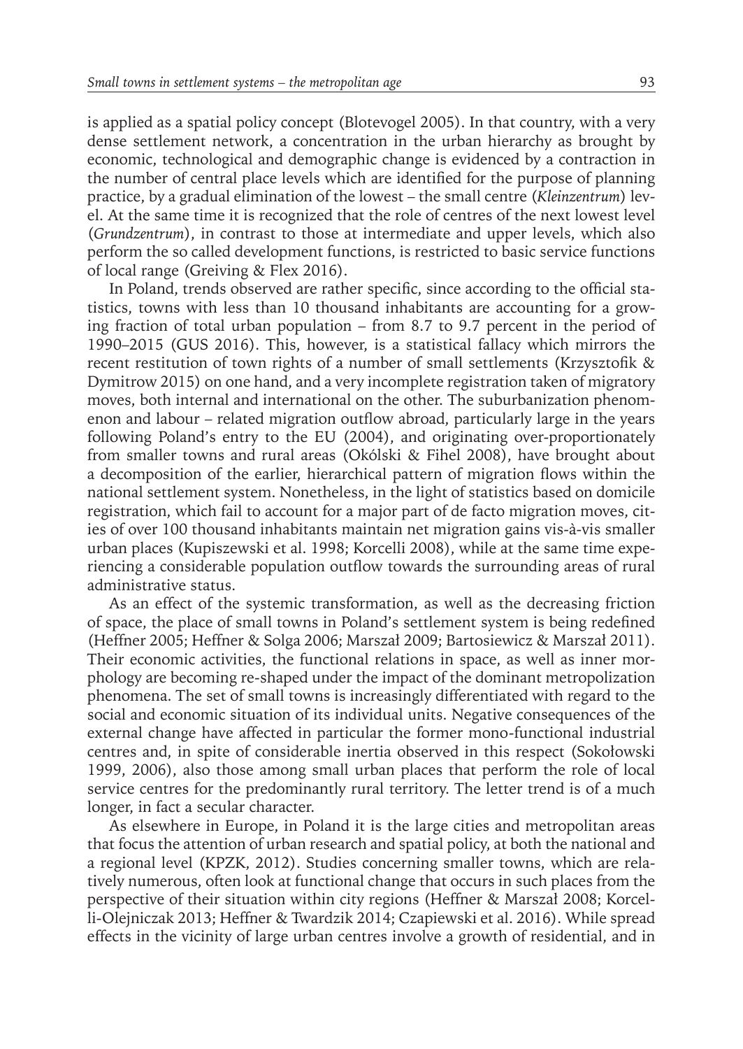is applied as a spatial policy concept (Blotevogel 2005). In that country, with a very dense settlement network, a concentration in the urban hierarchy as brought by economic, technological and demographic change is evidenced by a contraction in the number of central place levels which are identified for the purpose of planning practice, by a gradual elimination of the lowest – the small centre (*Kleinzentrum*) level. At the same time it is recognized that the role of centres of the next lowest level (*Grundzentrum*), in contrast to those at intermediate and upper levels, which also perform the so called development functions, is restricted to basic service functions of local range (Greiving & Flex 2016).

In Poland, trends observed are rather specific, since according to the official statistics, towns with less than 10 thousand inhabitants are accounting for a growing fraction of total urban population – from 8.7 to 9.7 percent in the period of 1990–2015 (GUS 2016). This, however, is a statistical fallacy which mirrors the recent restitution of town rights of a number of small settlements (Krzysztofik & Dymitrow 2015) on one hand, and a very incomplete registration taken of migratory moves, both internal and international on the other. The suburbanization phenomenon and labour – related migration outflow abroad, particularly large in the years following Poland's entry to the EU (2004), and originating over-proportionately from smaller towns and rural areas (Okólski & Fihel 2008), have brought about a decomposition of the earlier, hierarchical pattern of migration flows within the national settlement system. Nonetheless, in the light of statistics based on domicile registration, which fail to account for a major part of de facto migration moves, cities of over 100 thousand inhabitants maintain net migration gains vis-à-vis smaller urban places (Kupiszewski et al. 1998; Korcelli 2008), while at the same time experiencing a considerable population outflow towards the surrounding areas of rural administrative status.

As an effect of the systemic transformation, as well as the decreasing friction of space, the place of small towns in Poland's settlement system is being redefined (Heffner 2005; Heffner & Solga 2006; Marszał 2009; Bartosiewicz & Marszał 2011). Their economic activities, the functional relations in space, as well as inner morphology are becoming re-shaped under the impact of the dominant metropolization phenomena. The set of small towns is increasingly differentiated with regard to the social and economic situation of its individual units. Negative consequences of the external change have affected in particular the former mono-functional industrial centres and, in spite of considerable inertia observed in this respect (Sokołowski 1999, 2006), also those among small urban places that perform the role of local service centres for the predominantly rural territory. The letter trend is of a much longer, in fact a secular character.

As elsewhere in Europe, in Poland it is the large cities and metropolitan areas that focus the attention of urban research and spatial policy, at both the national and a regional level (KPZK, 2012). Studies concerning smaller towns, which are relatively numerous, often look at functional change that occurs in such places from the perspective of their situation within city regions (Heffner & Marszał 2008; Korcelli-Olejniczak 2013; Heffner & Twardzik 2014; Czapiewski et al. 2016). While spread effects in the vicinity of large urban centres involve a growth of residential, and in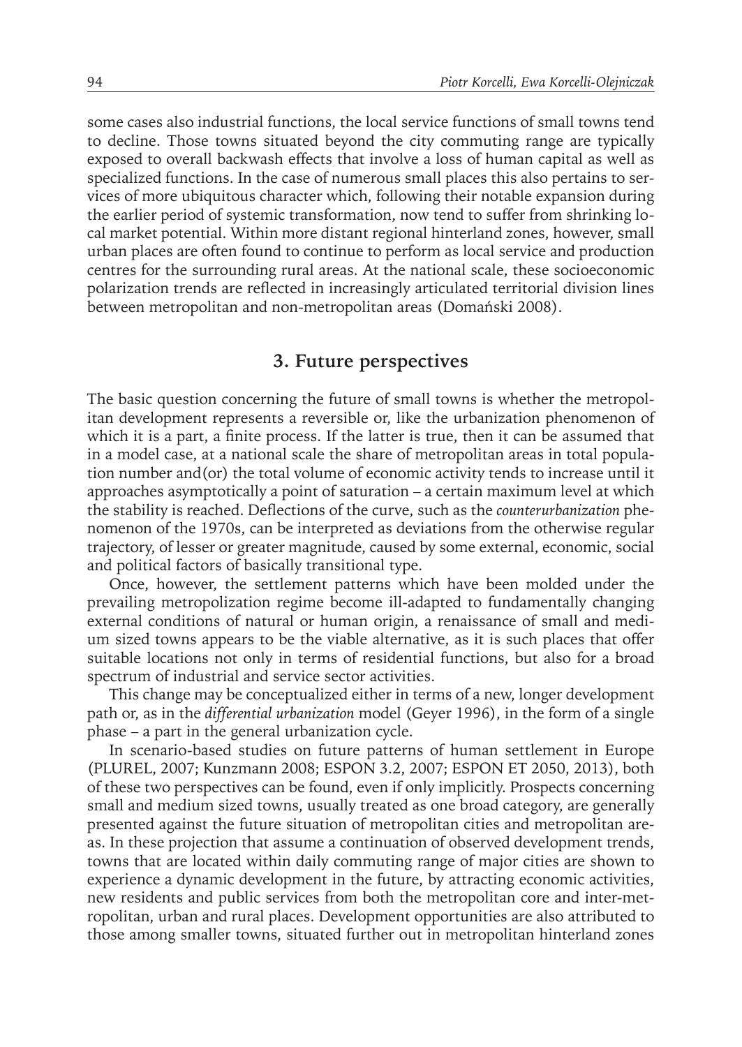some cases also industrial functions, the local service functions of small towns tend to decline. Those towns situated beyond the city commuting range are typically exposed to overall backwash effects that involve a loss of human capital as well as specialized functions. In the case of numerous small places this also pertains to services of more ubiquitous character which, following their notable expansion during the earlier period of systemic transformation, now tend to suffer from shrinking local market potential. Within more distant regional hinterland zones, however, small urban places are often found to continue to perform as local service and production centres for the surrounding rural areas. At the national scale, these socioeconomic polarization trends are reflected in increasingly articulated territorial division lines between metropolitan and non-metropolitan areas (Domański 2008).

## 3. Future perspectives

The basic question concerning the future of small towns is whether the metropolitan development represents a reversible or, like the urbanization phenomenon of which it is a part, a finite process. If the latter is true, then it can be assumed that in a model case, at a national scale the share of metropolitan areas in total population number and(or) the total volume of economic activity tends to increase until it approaches asymptotically a point of saturation – a certain maximum level at which the stability is reached. Deflections of the curve, such as the *counterurbanization* phenomenon of the 1970s, can be interpreted as deviations from the otherwise regular trajectory, of lesser or greater magnitude, caused by some external, economic, social and political factors of basically transitional type.

Once, however, the settlement patterns which have been molded under the prevailing metropolization regime become ill-adapted to fundamentally changing external conditions of natural or human origin, a renaissance of small and medium sized towns appears to be the viable alternative, as it is such places that offer suitable locations not only in terms of residential functions, but also for a broad spectrum of industrial and service sector activities.

This change may be conceptualized either in terms of a new, longer development path or, as in the *differential urbanization* model (Geyer 1996), in the form of a single phase – a part in the general urbanization cycle.

In scenario-based studies on future patterns of human settlement in Europe (PLUREL, 2007; Kunzmann 2008; ESPON 3.2, 2007; ESPON ET 2050, 2013), both of these two perspectives can be found, even if only implicitly. Prospects concerning small and medium sized towns, usually treated as one broad category, are generally presented against the future situation of metropolitan cities and metropolitan areas. In these projection that assume a continuation of observed development trends, towns that are located within daily commuting range of major cities are shown to experience a dynamic development in the future, by attracting economic activities, new residents and public services from both the metropolitan core and inter-metropolitan, urban and rural places. Development opportunities are also attributed to those among smaller towns, situated further out in metropolitan hinterland zones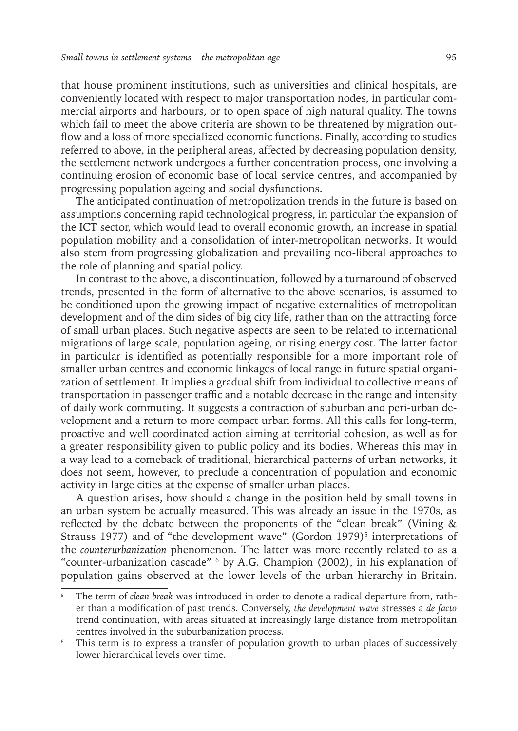that house prominent institutions, such as universities and clinical hospitals, are conveniently located with respect to major transportation nodes, in particular commercial airports and harbours, or to open space of high natural quality. The towns which fail to meet the above criteria are shown to be threatened by migration outflow and a loss of more specialized economic functions. Finally, according to studies referred to above, in the peripheral areas, affected by decreasing population density, the settlement network undergoes a further concentration process, one involving a continuing erosion of economic base of local service centres, and accompanied by progressing population ageing and social dysfunctions.

The anticipated continuation of metropolization trends in the future is based on assumptions concerning rapid technological progress, in particular the expansion of the ICT sector, which would lead to overall economic growth, an increase in spatial population mobility and a consolidation of inter-metropolitan networks. It would also stem from progressing globalization and prevailing neo-liberal approaches to the role of planning and spatial policy.

In contrast to the above, a discontinuation, followed by a turnaround of observed trends, presented in the form of alternative to the above scenarios, is assumed to be conditioned upon the growing impact of negative externalities of metropolitan development and of the dim sides of big city life, rather than on the attracting force of small urban places. Such negative aspects are seen to be related to international migrations of large scale, population ageing, or rising energy cost. The latter factor in particular is identified as potentially responsible for a more important role of smaller urban centres and economic linkages of local range in future spatial organization of settlement. It implies a gradual shift from individual to collective means of transportation in passenger traffic and a notable decrease in the range and intensity of daily work commuting. It suggests a contraction of suburban and peri-urban development and a return to more compact urban forms. All this calls for long-term, proactive and well coordinated action aiming at territorial cohesion, as well as for a greater responsibility given to public policy and its bodies. Whereas this may in a way lead to a comeback of traditional, hierarchical patterns of urban networks, it does not seem, however, to preclude a concentration of population and economic activity in large cities at the expense of smaller urban places.

A question arises, how should a change in the position held by small towns in an urban system be actually measured. This was already an issue in the 1970s, as reflected by the debate between the proponents of the "clean break" (Vining & Strauss 1977) and of "the development wave" (Gordon 1979)[5] interpretations of the *counterurbanization* phenomenon. The latter was more recently related to as a "counter-urbanization cascade" [6] by A.G. Champion (2002), in his explanation of population gains observed at the lower levels of the urban hierarchy in Britain.

---

[5] The term of *clean break* was introduced in order to denote a radical departure from, rather than a modification of past trends. Conversely, *the development wave* stresses a *de facto* trend continuation, with areas situated at increasingly large distance from metropolitan centres involved in the suburbanization process.

[6] This term is to express a transfer of population growth to urban places of successively lower hierarchical levels over time.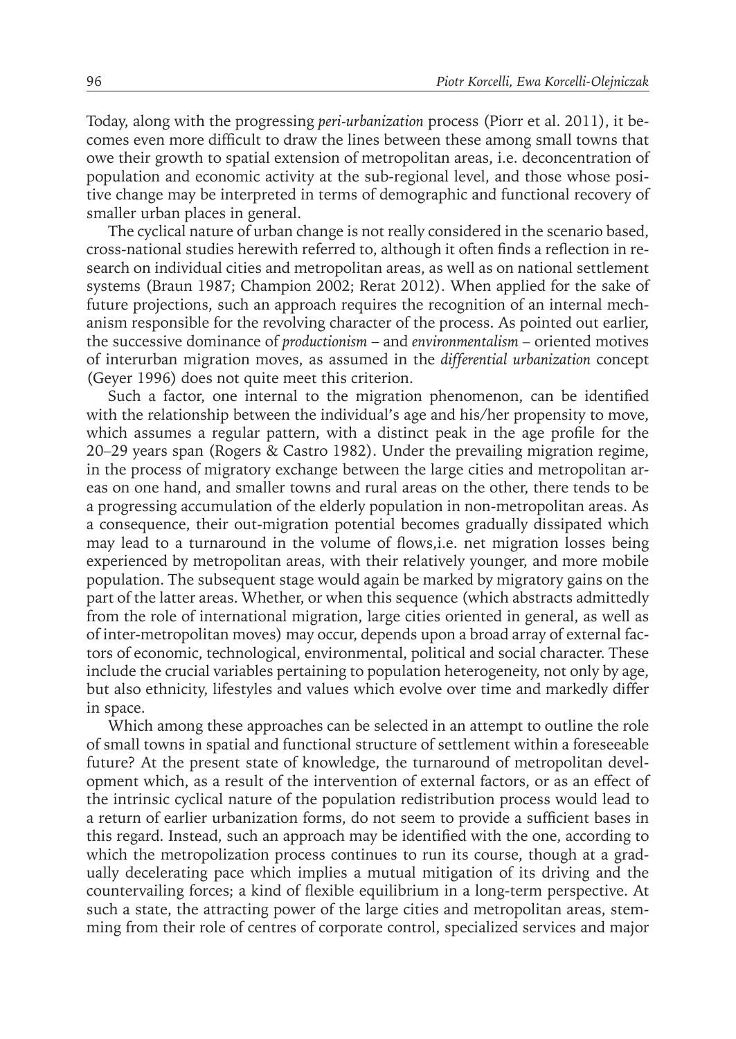Today, along with the progressing *peri-urbanization* process (Piorr et al. 2011), it becomes even more difficult to draw the lines between these among small towns that owe their growth to spatial extension of metropolitan areas, i.e. deconcentration of population and economic activity at the sub-regional level, and those whose positive change may be interpreted in terms of demographic and functional recovery of smaller urban places in general.

The cyclical nature of urban change is not really considered in the scenario based, cross-national studies herewith referred to, although it often finds a reflection in research on individual cities and metropolitan areas, as well as on national settlement systems (Braun 1987; Champion 2002; Rerat 2012). When applied for the sake of future projections, such an approach requires the recognition of an internal mechanism responsible for the revolving character of the process. As pointed out earlier, the successive dominance of *productionism* – and *environmentalism* – oriented motives of interurban migration moves, as assumed in the *differential urbanization* concept (Geyer 1996) does not quite meet this criterion.

Such a factor, one internal to the migration phenomenon, can be identified with the relationship between the individual's age and his/her propensity to move, which assumes a regular pattern, with a distinct peak in the age profile for the 20–29 years span (Rogers & Castro 1982). Under the prevailing migration regime, in the process of migratory exchange between the large cities and metropolitan areas on one hand, and smaller towns and rural areas on the other, there tends to be a progressing accumulation of the elderly population in non-metropolitan areas. As a consequence, their out-migration potential becomes gradually dissipated which may lead to a turnaround in the volume of flows,i.e. net migration losses being experienced by metropolitan areas, with their relatively younger, and more mobile population. The subsequent stage would again be marked by migratory gains on the part of the latter areas. Whether, or when this sequence (which abstracts admittedly from the role of international migration, large cities oriented in general, as well as of inter-metropolitan moves) may occur, depends upon a broad array of external factors of economic, technological, environmental, political and social character. These include the crucial variables pertaining to population heterogeneity, not only by age, but also ethnicity, lifestyles and values which evolve over time and markedly differ in space.

Which among these approaches can be selected in an attempt to outline the role of small towns in spatial and functional structure of settlement within a foreseeable future? At the present state of knowledge, the turnaround of metropolitan development which, as a result of the intervention of external factors, or as an effect of the intrinsic cyclical nature of the population redistribution process would lead to a return of earlier urbanization forms, do not seem to provide a sufficient bases in this regard. Instead, such an approach may be identified with the one, according to which the metropolization process continues to run its course, though at a gradually decelerating pace which implies a mutual mitigation of its driving and the countervailing forces; a kind of flexible equilibrium in a long-term perspective. At such a state, the attracting power of the large cities and metropolitan areas, stemming from their role of centres of corporate control, specialized services and major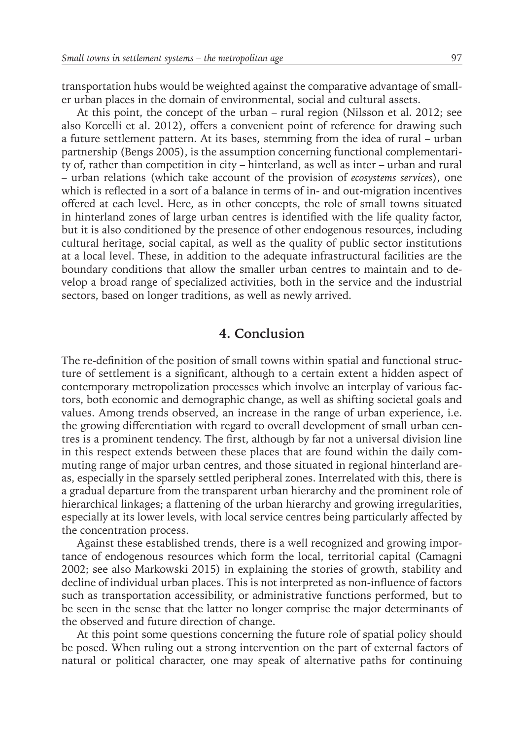transportation hubs would be weighted against the comparative advantage of smaller urban places in the domain of environmental, social and cultural assets.

At this point, the concept of the urban – rural region (Nilsson et al. 2012; see also Korcelli et al. 2012), offers a convenient point of reference for drawing such a future settlement pattern. At its bases, stemming from the idea of rural – urban partnership (Bengs 2005), is the assumption concerning functional complementarity of, rather than competition in city – hinterland, as well as inter – urban and rural – urban relations (which take account of the provision of *ecosystems services*), one which is reflected in a sort of a balance in terms of in- and out-migration incentives offered at each level. Here, as in other concepts, the role of small towns situated in hinterland zones of large urban centres is identified with the life quality factor, but it is also conditioned by the presence of other endogenous resources, including cultural heritage, social capital, as well as the quality of public sector institutions at a local level. These, in addition to the adequate infrastructural facilities are the boundary conditions that allow the smaller urban centres to maintain and to develop a broad range of specialized activities, both in the service and the industrial sectors, based on longer traditions, as well as newly arrived.

## 4. Conclusion

The re-definition of the position of small towns within spatial and functional structure of settlement is a significant, although to a certain extent a hidden aspect of contemporary metropolization processes which involve an interplay of various factors, both economic and demographic change, as well as shifting societal goals and values. Among trends observed, an increase in the range of urban experience, i.e. the growing differentiation with regard to overall development of small urban centres is a prominent tendency. The first, although by far not a universal division line in this respect extends between these places that are found within the daily commuting range of major urban centres, and those situated in regional hinterland areas, especially in the sparsely settled peripheral zones. Interrelated with this, there is a gradual departure from the transparent urban hierarchy and the prominent role of hierarchical linkages; a flattening of the urban hierarchy and growing irregularities, especially at its lower levels, with local service centres being particularly affected by the concentration process.

Against these established trends, there is a well recognized and growing importance of endogenous resources which form the local, territorial capital (Camagni 2002; see also Markowski 2015) in explaining the stories of growth, stability and decline of individual urban places. This is not interpreted as non-influence of factors such as transportation accessibility, or administrative functions performed, but to be seen in the sense that the latter no longer comprise the major determinants of the observed and future direction of change.

At this point some questions concerning the future role of spatial policy should be posed. When ruling out a strong intervention on the part of external factors of natural or political character, one may speak of alternative paths for continuing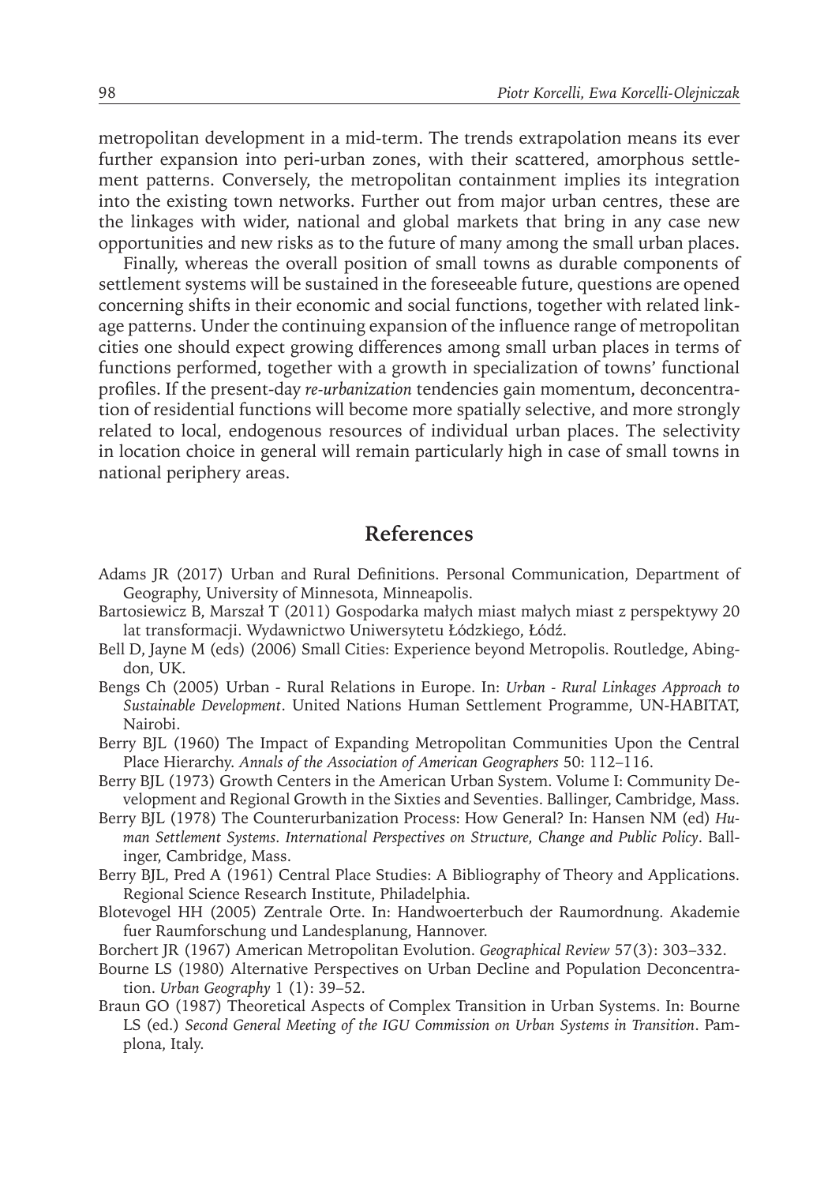metropolitan development in a mid-term. The trends extrapolation means its ever further expansion into peri-urban zones, with their scattered, amorphous settlement patterns. Conversely, the metropolitan containment implies its integration into the existing town networks. Further out from major urban centres, these are the linkages with wider, national and global markets that bring in any case new opportunities and new risks as to the future of many among the small urban places.

Finally, whereas the overall position of small towns as durable components of settlement systems will be sustained in the foreseeable future, questions are opened concerning shifts in their economic and social functions, together with related linkage patterns. Under the continuing expansion of the influence range of metropolitan cities one should expect growing differences among small urban places in terms of functions performed, together with a growth in specialization of towns' functional profiles. If the present-day *re-urbanization* tendencies gain momentum, deconcentration of residential functions will become more spatially selective, and more strongly related to local, endogenous resources of individual urban places. The selectivity in location choice in general will remain particularly high in case of small towns in national periphery areas.

## References

Adams JR (2017) Urban and Rural Definitions. Personal Communication, Department of Geography, University of Minnesota, Minneapolis.

Bartosiewicz B, Marszał T (2011) Gospodarka małych miast małych miast z perspektywy 20 lat transformacji. Wydawnictwo Uniwersytetu Łódzkiego, Łódź.

Bell D, Jayne M (eds) (2006) Small Cities: Experience beyond Metropolis. Routledge, Abingdon, UK.

Bengs Ch (2005) Urban - Rural Relations in Europe. In: *Urban - Rural Linkages Approach to Sustainable Development*. United Nations Human Settlement Programme, UN-HABITAT, Nairobi.

Berry BJL (1960) The Impact of Expanding Metropolitan Communities Upon the Central Place Hierarchy. *Annals of the Association of American Geographers* 50: 112–116.

Berry BJL (1973) Growth Centers in the American Urban System. Volume I: Community Development and Regional Growth in the Sixties and Seventies. Ballinger, Cambridge, Mass.

Berry BJL (1978) The Counterurbanization Process: How General? In: Hansen NM (ed) *Human Settlement Systems. International Perspectives on Structure, Change and Public Policy*. Ballinger, Cambridge, Mass.

Berry BJL, Pred A (1961) Central Place Studies: A Bibliography of Theory and Applications. Regional Science Research Institute, Philadelphia.

Blotevogel HH (2005) Zentrale Orte. In: Handwoerterbuch der Raumordnung. Akademie fuer Raumforschung und Landesplanung, Hannover.

Borchert JR (1967) American Metropolitan Evolution. *Geographical Review* 57(3): 303–332.

Bourne LS (1980) Alternative Perspectives on Urban Decline and Population Deconcentration. *Urban Geography* 1 (1): 39–52.

Braun GO (1987) Theoretical Aspects of Complex Transition in Urban Systems. In: Bourne LS (ed.) *Second General Meeting of the IGU Commission on Urban Systems in Transition*. Pamplona, Italy.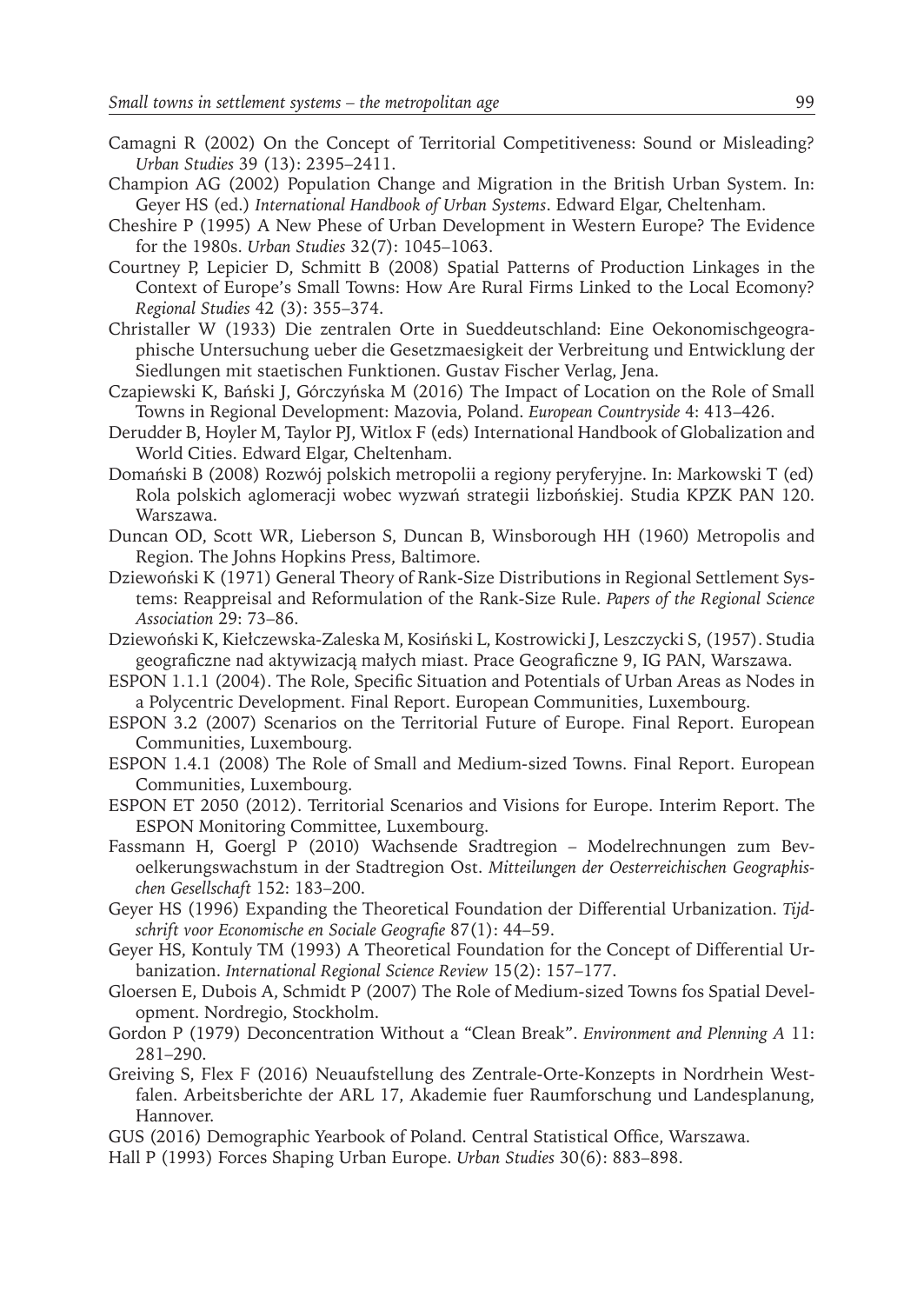Camagni R (2002) On the Concept of Territorial Competitiveness: Sound or Misleading? *Urban Studies* 39 (13): 2395–2411.

Champion AG (2002) Population Change and Migration in the British Urban System. In: Geyer HS (ed.) *International Handbook of Urban Systems*. Edward Elgar, Cheltenham.

Cheshire P (1995) A New Phese of Urban Development in Western Europe? The Evidence for the 1980s. *Urban Studies* 32(7): 1045–1063.

Courtney P, Lepicier D, Schmitt B (2008) Spatial Patterns of Production Linkages in the Context of Europe's Small Towns: How Are Rural Firms Linked to the Local Ecomony? *Regional Studies* 42 (3): 355–374.

Christaller W (1933) Die zentralen Orte in Sueddeutschland: Eine Oekonomischgeographische Untersuchung ueber die Gesetzmaesigkeit der Verbreitung und Entwicklung der Siedlungen mit staetischen Funktionen. Gustav Fischer Verlag, Jena.

Czapiewski K, Bański J, Górczyńska M (2016) The Impact of Location on the Role of Small Towns in Regional Development: Mazovia, Poland. *European Countryside* 4: 413–426.

Derudder B, Hoyler M, Taylor PJ, Witlox F (eds) International Handbook of Globalization and World Cities. Edward Elgar, Cheltenham.

Domański B (2008) Rozwój polskich metropolii a regiony peryferyjne. In: Markowski T (ed) Rola polskich aglomeracji wobec wyzwań strategii lizbońskiej. Studia KPZK PAN 120. Warszawa.

Duncan OD, Scott WR, Lieberson S, Duncan B, Winsborough HH (1960) Metropolis and Region. The Johns Hopkins Press, Baltimore.

Dziewoński K (1971) General Theory of Rank-Size Distributions in Regional Settlement Systems: Reappreisal and Reformulation of the Rank-Size Rule. *Papers of the Regional Science Association* 29: 73–86.

Dziewoński K, Kiełczewska-Zaleska M, Kosiński L, Kostrowicki J, Leszczycki S, (1957). Studia geograficzne nad aktywizacją małych miast. Prace Geograficzne 9, IG PAN, Warszawa.

ESPON 1.1.1 (2004). The Role, Specific Situation and Potentials of Urban Areas as Nodes in a Polycentric Development. Final Report. European Communities, Luxembourg.

ESPON 3.2 (2007) Scenarios on the Territorial Future of Europe. Final Report. European Communities, Luxembourg.

ESPON 1.4.1 (2008) The Role of Small and Medium-sized Towns. Final Report. European Communities, Luxembourg.

ESPON ET 2050 (2012). Territorial Scenarios and Visions for Europe. Interim Report. The ESPON Monitoring Committee, Luxembourg.

Fassmann H, Goergl P (2010) Wachsende Sradtregion – Modelrechnungen zum Bevoelkerungswachstum in der Stadtregion Ost. *Mitteilungen der Oesterreichischen Geographischen Gesellschaft* 152: 183–200.

Geyer HS (1996) Expanding the Theoretical Foundation der Differential Urbanization. *Tijdschrift voor Economische en Sociale Geografie* 87(1): 44–59.

Geyer HS, Kontuly TM (1993) A Theoretical Foundation for the Concept of Differential Urbanization. *International Regional Science Review* 15(2): 157–177.

Gloersen E, Dubois A, Schmidt P (2007) The Role of Medium-sized Towns fos Spatial Development. Nordregio, Stockholm.

Gordon P (1979) Deconcentration Without a "Clean Break". *Environment and Plenning A* 11: 281–290.

Greiving S, Flex F (2016) Neuaufstellung des Zentrale-Orte-Konzepts in Nordrhein Westfalen. Arbeitsberichte der ARL 17, Akademie fuer Raumforschung und Landesplanung, Hannover.

GUS (2016) Demographic Yearbook of Poland. Central Statistical Office, Warszawa.

Hall P (1993) Forces Shaping Urban Europe. *Urban Studies* 30(6): 883–898.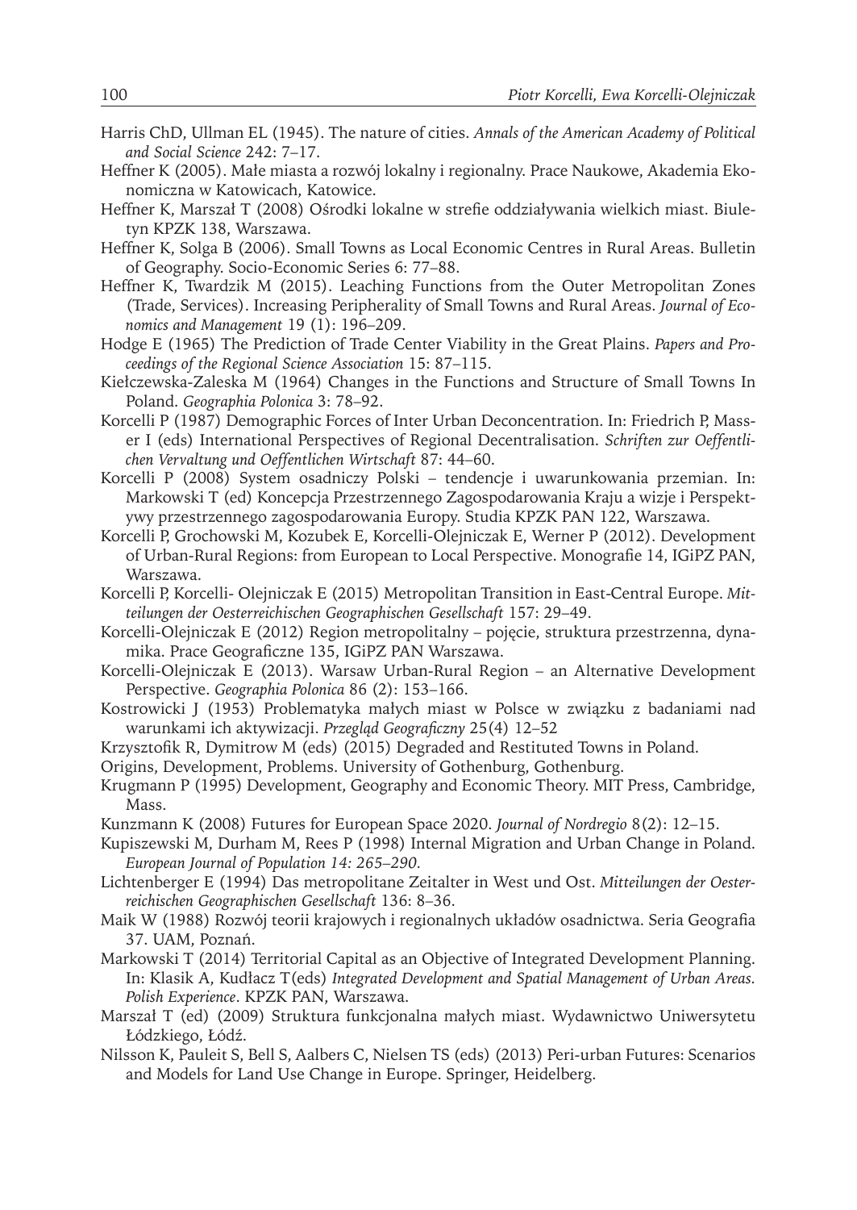Harris ChD, Ullman EL (1945). The nature of cities. *Annals of the American Academy of Political and Social Science* 242: 7–17.

Heffner K (2005). Małe miasta a rozwój lokalny i regionalny. Prace Naukowe, Akademia Ekonomiczna w Katowicach, Katowice.

Heffner K, Marszał T (2008) Ośrodki lokalne w strefie oddziaływania wielkich miast. Biuletyn KPZK 138, Warszawa.

Heffner K, Solga B (2006). Small Towns as Local Economic Centres in Rural Areas. Bulletin of Geography. Socio-Economic Series 6: 77–88.

Heffner K, Twardzik M (2015). Leaching Functions from the Outer Metropolitan Zones (Trade, Services). Increasing Peripherality of Small Towns and Rural Areas. *Journal of Economics and Management* 19 (1): 196–209.

Hodge E (1965) The Prediction of Trade Center Viability in the Great Plains. *Papers and Proceedings of the Regional Science Association* 15: 87–115.

Kiełczewska-Zaleska M (1964) Changes in the Functions and Structure of Small Towns In Poland. *Geographia Polonica* 3: 78–92.

Korcelli P (1987) Demographic Forces of Inter Urban Deconcentration. In: Friedrich P, Masser I (eds) International Perspectives of Regional Decentralisation. *Schriften zur Oeffentlichen Vervaltung und Oeffentlichen Wirtschaft* 87: 44–60.

Korcelli P (2008) System osadniczy Polski – tendencje i uwarunkowania przemian. In: Markowski T (ed) Koncepcja Przestrzennego Zagospodarowania Kraju a wizje i Perspektywy przestrzennego zagospodarowania Europy. Studia KPZK PAN 122, Warszawa.

Korcelli P, Grochowski M, Kozubek E, Korcelli-Olejniczak E, Werner P (2012). Development of Urban-Rural Regions: from European to Local Perspective. Monografie 14, IGiPZ PAN, Warszawa.

Korcelli P, Korcelli- Olejniczak E (2015) Metropolitan Transition in East-Central Europe. *Mitteilungen der Oesterreichischen Geographischen Gesellschaft* 157: 29–49.

Korcelli-Olejniczak E (2012) Region metropolitalny – pojęcie, struktura przestrzenna, dynamika. Prace Geograficzne 135, IGiPZ PAN Warszawa.

Korcelli-Olejniczak E (2013). Warsaw Urban-Rural Region – an Alternative Development Perspective. *Geographia Polonica* 86 (2): 153–166.

Kostrowicki J (1953) Problematyka małych miast w Polsce w związku z badaniami nad warunkami ich aktywizacji. *Przegląd Geograficzny* 25(4) 12–52

Krzysztofik R, Dymitrow M (eds) (2015) Degraded and Restituted Towns in Poland.

Origins, Development, Problems. University of Gothenburg, Gothenburg.

Krugmann P (1995) Development, Geography and Economic Theory. MIT Press, Cambridge, Mass.

Kunzmann K (2008) Futures for European Space 2020. *Journal of Nordregio* 8(2): 12–15.

Kupiszewski M, Durham M, Rees P (1998) Internal Migration and Urban Change in Poland. *European Journal of Population 14: 265–290.*

Lichtenberger E (1994) Das metropolitane Zeitalter in West und Ost. *Mitteilungen der Oesterreichischen Geographischen Gesellschaft* 136: 8–36.

Maik W (1988) Rozwój teorii krajowych i regionalnych układów osadnictwa. Seria Geografia 37. UAM, Poznań.

Markowski T (2014) Territorial Capital as an Objective of Integrated Development Planning. In: Klasik A, Kudłacz T(eds) *Integrated Development and Spatial Management of Urban Areas. Polish Experience*. KPZK PAN, Warszawa.

Marszał T (ed) (2009) Struktura funkcjonalna małych miast. Wydawnictwo Uniwersytetu Łódzkiego, Łódź.

Nilsson K, Pauleit S, Bell S, Aalbers C, Nielsen TS (eds) (2013) Peri-urban Futures: Scenarios and Models for Land Use Change in Europe. Springer, Heidelberg.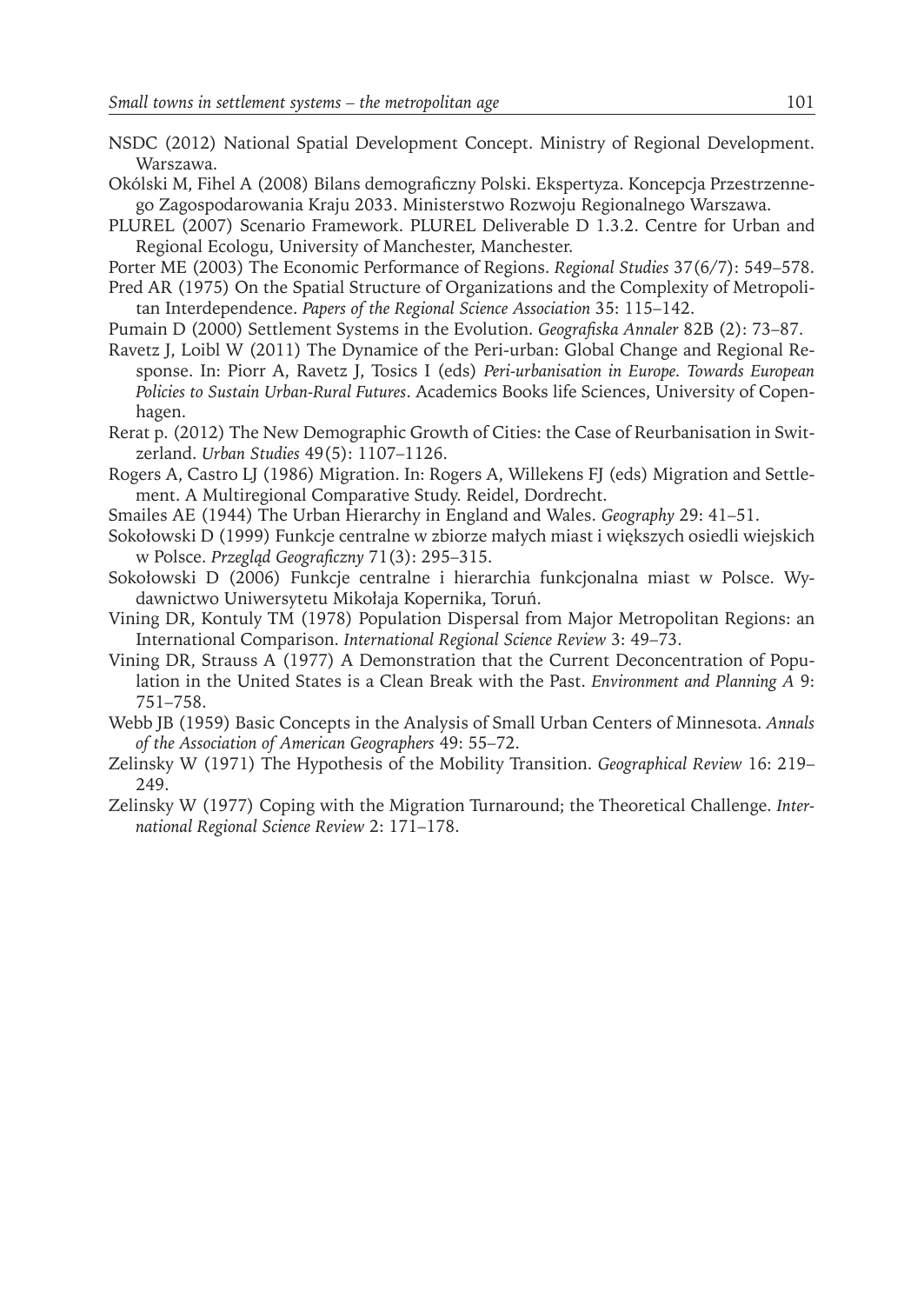NSDC (2012) National Spatial Development Concept. Ministry of Regional Development. Warszawa.

Okólski M, Fihel A (2008) Bilans demograficzny Polski. Ekspertyza. Koncepcja Przestrzennego Zagospodarowania Kraju 2033. Ministerstwo Rozwoju Regionalnego Warszawa.

PLUREL (2007) Scenario Framework. PLUREL Deliverable D 1.3.2. Centre for Urban and Regional Ecologu, University of Manchester, Manchester.

Porter ME (2003) The Economic Performance of Regions. *Regional Studies* 37(6/7): 549–578.

Pred AR (1975) On the Spatial Structure of Organizations and the Complexity of Metropolitan Interdependence. *Papers of the Regional Science Association* 35: 115–142.

Pumain D (2000) Settlement Systems in the Evolution. *Geografiska Annaler* 82B (2): 73–87.

Ravetz J, Loibl W (2011) The Dynamice of the Peri-urban: Global Change and Regional Response. In: Piorr A, Ravetz J, Tosics I (eds) *Peri-urbanisation in Europe. Towards European Policies to Sustain Urban-Rural Futures*. Academics Books life Sciences, University of Copenhagen.

Rerat p. (2012) The New Demographic Growth of Cities: the Case of Reurbanisation in Switzerland. *Urban Studies* 49(5): 1107–1126.

Rogers A, Castro LJ (1986) Migration. In: Rogers A, Willekens FJ (eds) Migration and Settlement. A Multiregional Comparative Study. Reidel, Dordrecht.

Smailes AE (1944) The Urban Hierarchy in England and Wales. *Geography* 29: 41–51.

Sokołowski D (1999) Funkcje centralne w zbiorze małych miast i większych osiedli wiejskich w Polsce. *Przegląd Geograficzny* 71(3): 295–315.

Sokołowski D (2006) Funkcje centralne i hierarchia funkcjonalna miast w Polsce. Wydawnictwo Uniwersytetu Mikołaja Kopernika, Toruń.

Vining DR, Kontuly TM (1978) Population Dispersal from Major Metropolitan Regions: an International Comparison. *International Regional Science Review* 3: 49–73.

Vining DR, Strauss A (1977) A Demonstration that the Current Deconcentration of Population in the United States is a Clean Break with the Past. *Environment and Planning A* 9: 751–758.

Webb JB (1959) Basic Concepts in the Analysis of Small Urban Centers of Minnesota. *Annals of the Association of American Geographers* 49: 55–72.

Zelinsky W (1971) The Hypothesis of the Mobility Transition. *Geographical Review* 16: 219–249.

Zelinsky W (1977) Coping with the Migration Turnaround; the Theoretical Challenge. *International Regional Science Review* 2: 171–178.